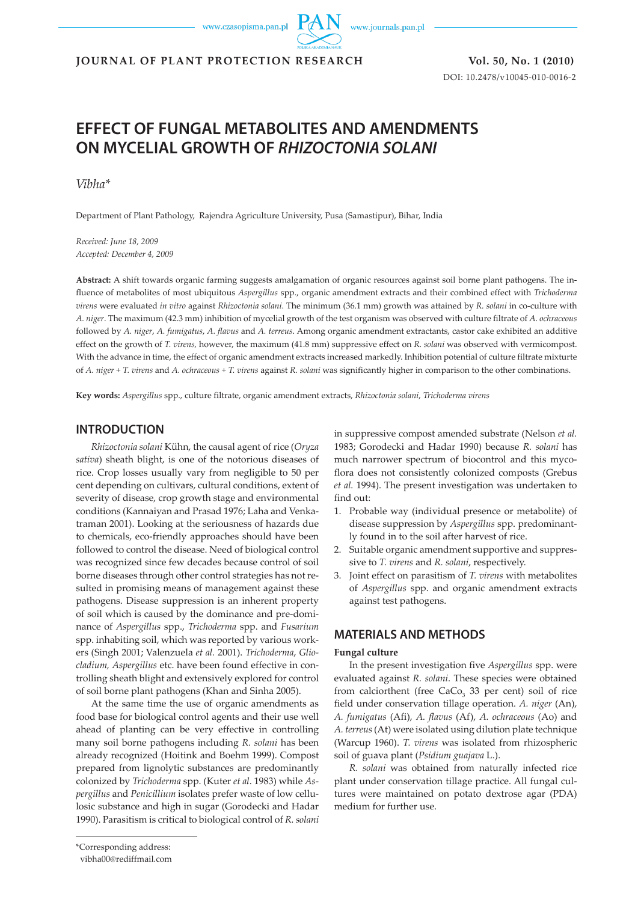# EFFECT OF FUNGAL METABOLITES AND AMENDMENTS ON MYCELIAL GROWTH OF *RHIZOCTONIA SOLANI*

*Vibha**

Department of Plant Pathology, Rajendra Agriculture University, Pusa (Samastipur), Bihar, India

*Received: June 18, 2009*
*Accepted: December 4, 2009*

**Abstract:** A shift towards organic farming suggests amalgamation of organic resources against soil borne plant pathogens. The influence of metabolites of most ubiquitous *Aspergillus* spp., organic amendment extracts and their combined effect with *Trichoderma virens* were evaluated *in vitro* against *Rhizoctonia solani*. The minimum (36.1 mm) growth was attained by *R. solani* in co-culture with *A. niger*. The maximum (42.3 mm) inhibition of mycelial growth of the test organism was observed with culture filtrate of *A. ochraceous* followed by *A. niger*, *A. fumigatus*, *A. flavus* and *A. terreus*. Among organic amendment extractants, castor cake exhibited an additive effect on the growth of *T. virens,* however, the maximum (41.8 mm) suppressive effect on *R. solani* was observed with vermicompost. With the advance in time, the effect of organic amendment extracts increased markedly. Inhibition potential of culture filtrate mixturte of *A. niger* + *T. virens* and *A. ochraceous* + *T. virens* against *R. solani* was significantly higher in comparison to the other combinations.

**Key words:** *Aspergillus* spp., culture filtrate, organic amendment extracts, *Rhizoctonia solani*, *Trichoderma virens*

## INTRODUCTION

*Rhizoctonia solani* Kühn, the causal agent of rice (*Oryza sativa*) sheath blight, is one of the notorious diseases of rice. Crop losses usually vary from negligible to 50 per cent depending on cultivars, cultural conditions, extent of severity of disease, crop growth stage and environmental conditions (Kannaiyan and Prasad 1976; Laha and Venkatraman 2001). Looking at the seriousness of hazards due to chemicals, eco-friendly approaches should have been followed to control the disease. Need of biological control was recognized since few decades because control of soil borne diseases through other control strategies has not resulted in promising means of management against these pathogens. Disease suppression is an inherent property of soil which is caused by the dominance and pre-dominance of *Aspergillus* spp., *Trichoderma* spp. and *Fusarium* spp. inhabiting soil, which was reported by various workers (Singh 2001; Valenzuela *et al.* 2001). *Trichoderma*, *Gliocladium, Aspergillus* etc. have been found effective in controlling sheath blight and extensively explored for control of soil borne plant pathogens (Khan and Sinha 2005).

At the same time the use of organic amendments as food base for biological control agents and their use well ahead of planting can be very effective in controlling many soil borne pathogens including *R. solani* has been already recognized (Hoitink and Boehm 1999). Compost prepared from lignolytic substances are predominantly colonized by *Trichoderma* spp. (Kuter *et al*. 1983) while *Aspergillus* and *Penicillium* isolates prefer waste of low cellulosic substance and high in sugar (Gorodecki and Hadar 1990). Parasitism is critical to biological control of *R. solani* in suppressive compost amended substrate (Nelson *et al.* 1983; Gorodecki and Hadar 1990) because *R. solani* has much narrower spectrum of biocontrol and this mycoflora does not consistently colonized composts (Grebus *et al.* 1994). The present investigation was undertaken to find out:

1. Probable way (individual presence or metabolite) of disease suppression by *Aspergillus* spp. predominantly found in to the soil after harvest of rice.
2. Suitable organic amendment supportive and suppressive to *T. virens* and *R. solani*, respectively.
3. Joint effect on parasitism of *T. virens* with metabolites of *Aspergillus* spp. and organic amendment extracts against test pathogens.

## MATERIALS AND METHODS

### Fungal culture

In the present investigation five *Aspergillus* spp. were evaluated against *R. solani*. These species were obtained from calciorthent (free $CaCo_3$ 33 per cent) soil of rice field under conservation tillage operation. *A. niger* (An), *A. fumigatus* (Afi), *A. flavus* (Af), *A. ochraceous* (Ao) and *A. terreus* (At) were isolated using dilution plate technique (Warcup 1960). *T. virens* was isolated from rhizospheric soil of guava plant (*Psidium guajava* L.).

*R. solani* was obtained from naturally infected rice plant under conservation tillage practice. All fungal cultures were maintained on potato dextrose agar (PDA) medium for further use.

*Corresponding address:
vibha00@rediffmail.com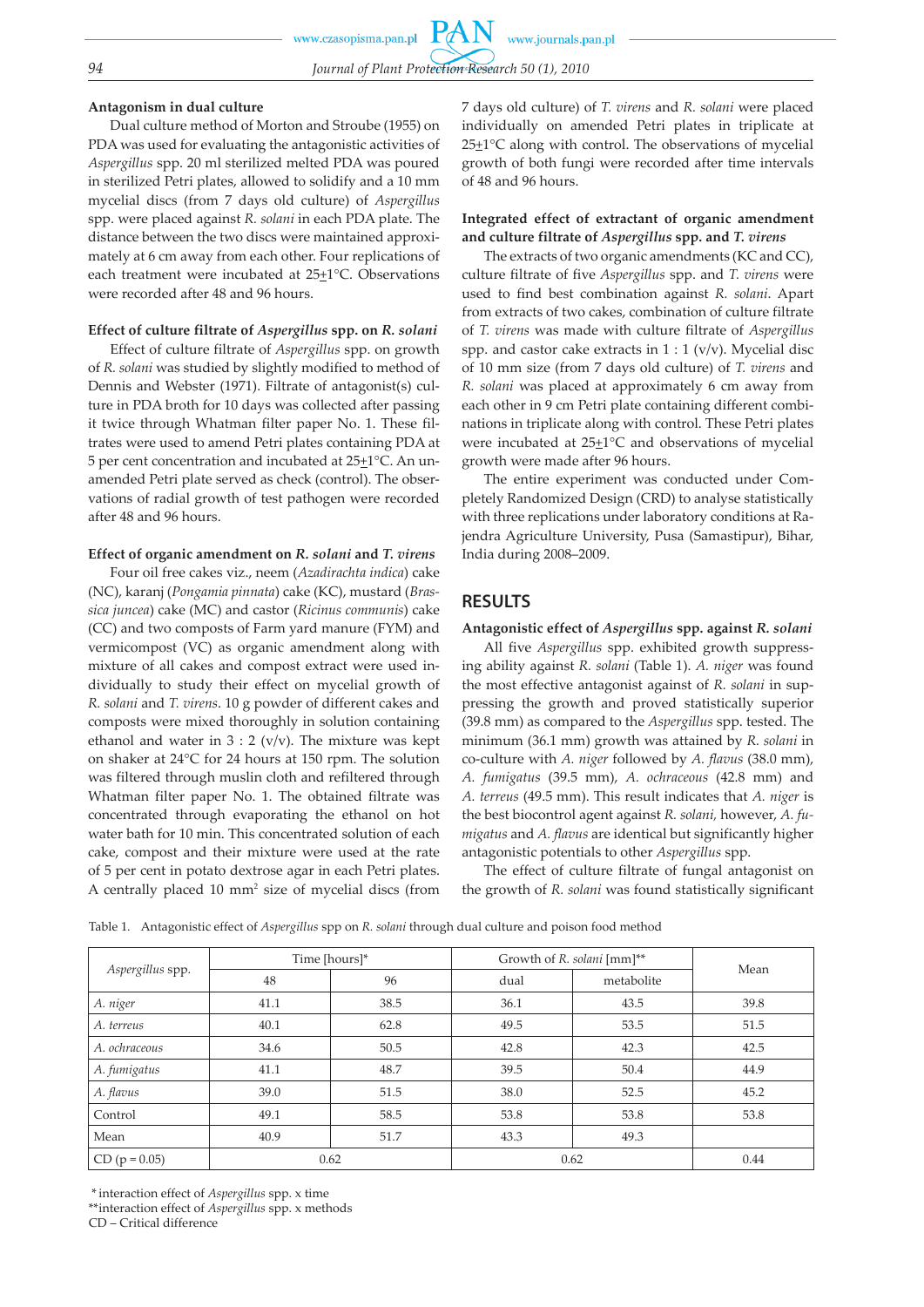### Antagonism in dual culture

Dual culture method of Morton and Stroube (1955) on PDA was used for evaluating the antagonistic activities of *Aspergillus* spp. 20 ml sterilized melted PDA was poured in sterilized Petri plates, allowed to solidify and a 10 mm mycelial discs (from 7 days old culture) of *Aspergillus* spp. were placed against *R. solani* in each PDA plate. The distance between the two discs were maintained approximately at 6 cm away from each other. Four replications of each treatment were incubated at 25±1°C. Observations were recorded after 48 and 96 hours.

### Effect of culture filtrate of *Aspergillus* spp. on *R. solani*

Effect of culture filtrate of *Aspergillus* spp. on growth of *R. solani* was studied by slightly modified to method of Dennis and Webster (1971). Filtrate of antagonist(s) culture in PDA broth for 10 days was collected after passing it twice through Whatman filter paper No. 1. These filtrates were used to amend Petri plates containing PDA at 5 per cent concentration and incubated at 25±1°C. An unamended Petri plate served as check (control). The observations of radial growth of test pathogen were recorded after 48 and 96 hours.

### Effect of organic amendment on *R. solani* and *T. virens*

Four oil free cakes viz., neem (*Azadirachta indica*) cake (NC), karanj (*Pongamia pinnata*) cake (KC), mustard (*Brassica juncea*) cake (MC) and castor (*Ricinus communis*) cake (CC) and two composts of Farm yard manure (FYM) and vermicompost (VC) as organic amendment along with mixture of all cakes and compost extract were used individually to study their effect on mycelial growth of *R. solani* and *T. virens*. 10 g powder of different cakes and composts were mixed thoroughly in solution containing ethanol and water in 3 : 2 (v/v). The mixture was kept on shaker at 24°C for 24 hours at 150 rpm. The solution was filtered through muslin cloth and refiltered through Whatman filter paper No. 1. The obtained filtrate was concentrated through evaporating the ethanol on hot water bath for 10 min. This concentrated solution of each cake, compost and their mixture were used at the rate of 5 per cent in potato dextrose agar in each Petri plates. A centrally placed 10 $mm^2$ size of mycelial discs (from 7 days old culture) of *T. virens* and *R. solani* were placed individually on amended Petri plates in triplicate at 25±1°C along with control. The observations of mycelial growth of both fungi were recorded after time intervals of 48 and 96 hours.

### Integrated effect of extractant of organic amendment and culture filtrate of *Aspergillus* spp. and *T. virens*

The extracts of two organic amendments (KC and CC), culture filtrate of five *Aspergillus* spp. and *T. virens* were used to find best combination against *R. solani*. Apart from extracts of two cakes, combination of culture filtrate of *T. virens* was made with culture filtrate of *Aspergillus* spp. and castor cake extracts in 1 : 1 (v/v). Mycelial disc of 10 mm size (from 7 days old culture) of *T. virens* and *R. solani* was placed at approximately 6 cm away from each other in 9 cm Petri plate containing different combinations in triplicate along with control. These Petri plates were incubated at 25±1°C and observations of mycelial growth were made after 96 hours.

The entire experiment was conducted under Completely Randomized Design (CRD) to analyse statistically with three replications under laboratory conditions at Rajendra Agriculture University, Pusa (Samastipur), Bihar, India during 2008–2009.

## RESULTS

### Antagonistic effect of *Aspergillus* spp. against *R. solani*

All five *Aspergillus* spp. exhibited growth suppressing ability against *R. solani* (Table 1). *A. niger* was found the most effective antagonist against of *R. solani* in suppressing the growth and proved statistically superior (39.8 mm) as compared to the *Aspergillus* spp. tested. The minimum (36.1 mm) growth was attained by *R. solani* in co-culture with *A. niger* followed by *A. flavus* (38.0 mm), *A. fumigatus* (39.5 mm), *A. ochraceous* (42.8 mm) and *A. terreus* (49.5 mm). This result indicates that *A. niger* is the best biocontrol agent against *R. solani,* however, *A. fumigatus* and *A. flavus* are identical but significantly higher antagonistic potentials to other *Aspergillus* spp.

The effect of culture filtrate of fungal antagonist on the growth of *R. solani* was found statistically significant

Table 1. Antagonistic effect of *Aspergillus* spp on *R. solani* through dual culture and poison food method

| *Aspergillus* spp. | Time [hours]* | | Growth of *R. solani* [mm]** | | Mean |
|---|---|---|---|---|---|
| | 48 | 96 | dual | metabolite | |
| *A. niger* | 41.1 | 38.5 | 36.1 | 43.5 | 39.8 |
| *A. terreus* | 40.1 | 62.8 | 49.5 | 53.5 | 51.5 |
| *A. ochraceous* | 34.6 | 50.5 | 42.8 | 42.3 | 42.5 |
| *A. fumigatus* | 41.1 | 48.7 | 39.5 | 50.4 | 44.9 |
| *A. flavus* | 39.0 | 51.5 | 38.0 | 52.5 | 45.2 |
| Control | 49.1 | 58.5 | 53.8 | 53.8 | 53.8 |
| Mean | 40.9 | 51.7 | 43.3 | 49.3 | |
| CD (p = 0.05) | 0.62 | | 0.62 | | 0.44 |

\* interaction effect of *Aspergillus* spp. x time
\*\*interaction effect of *Aspergillus* spp. x methods
CD – Critical difference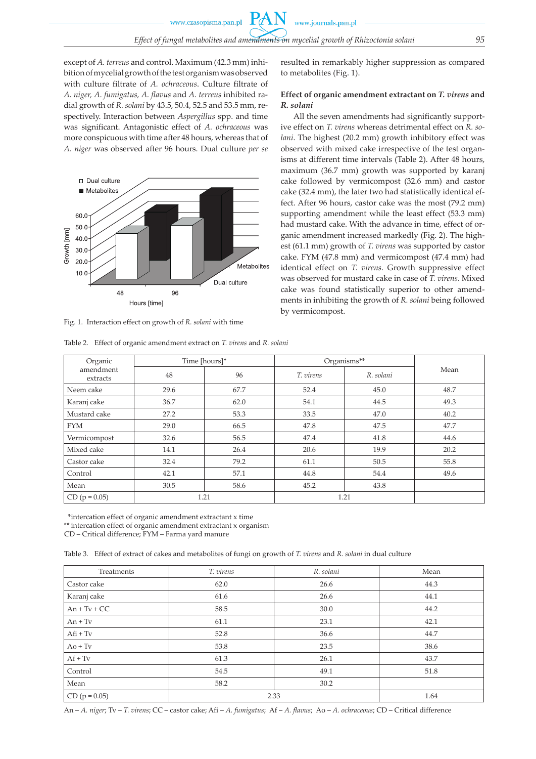except of *A. terreus* and control. Maximum (42.3 mm) inhibition of mycelial growth of the test organism was observed with culture filtrate of *A. ochraceous*. Culture filtrate of *A. niger, A. fumigatus, A. flavus* and *A. terreus* inhibited radial growth of *R. solani* by 43.5, 50.4, 52.5 and 53.5 mm, respectively. Interaction between *Aspergillus* spp. and time was significant. Antagonistic effect of *A. ochraceous* was more conspicuous with time after 48 hours, whereas that of *A. niger* was observed after 96 hours. Dual culture *per se* resulted in remarkably higher suppression as compared to metabolites (Fig. 1).

Fig. 1. Interaction effect on growth of *R. solani* with time

### Effect of organic amendment extractant on *T. virens* and *R. solani*

All the seven amendments had significantly supportive effect on *T. virens* whereas detrimental effect on *R. solani*. The highest (20.2 mm) growth inhibitory effect was observed with mixed cake irrespective of the test organisms at different time intervals (Table 2). After 48 hours, maximum (36.7 mm) growth was supported by karanj cake followed by vermicompost (32.6 mm) and castor cake (32.4 mm), the later two had statistically identical effect. After 96 hours, castor cake was the most (79.2 mm) supporting amendment while the least effect (53.3 mm) had mustard cake. With the advance in time, effect of organic amendment increased markedly (Fig. 2). The highest (61.1 mm) growth of *T. virens* was supported by castor cake. FYM (47.8 mm) and vermicompost (47.4 mm) had identical effect on *T. virens*. Growth suppressive effect was observed for mustard cake in case of *T. virens*. Mixed cake was found statistically superior to other amendments in inhibiting the growth of *R. solani* being followed by vermicompost.

Table 2. Effect of organic amendment extract on *T. virens* and *R. solani*

| Organic amendment extracts | Time [hours]* | | Organisms** | | Mean |
|---|---|---|---|---|---|
| | 48 | 96 | *T. virens* | *R. solani* | |
| Neem cake | 29.6 | 67.7 | 52.4 | 45.0 | 48.7 |
| Karanj cake | 36.7 | 62.0 | 54.1 | 44.5 | 49.3 |
| Mustard cake | 27.2 | 53.3 | 33.5 | 47.0 | 40.2 |
| FYM | 29.0 | 66.5 | 47.8 | 47.5 | 47.7 |
| Vermicompost | 32.6 | 56.5 | 47.4 | 41.8 | 44.6 |
| Mixed cake | 14.1 | 26.4 | 20.6 | 19.9 | 20.2 |
| Castor cake | 32.4 | 79.2 | 61.1 | 50.5 | 55.8 |
| Control | 42.1 | 57.1 | 44.8 | 54.4 | 49.6 |
| Mean | 30.5 | 58.6 | 45.2 | 43.8 | |
| CD (p = 0.05) | 1.21 | | 1.21 | | |

*intercation effect of organic amendment extractant x time
** intercation effect of organic amendment extractant x organism
CD – Critical difference; FYM – Farma yard manure

Table 3. Effect of extract of cakes and metabolites of fungi on growth of *T. virens* and *R. solani* in dual culture

| Treatments | *T. virens* | *R. solani* | Mean |
|---|---|---|---|
| Castor cake | 62.0 | 26.6 | 44.3 |
| Karanj cake | 61.6 | 26.6 | 44.1 |
| An + Tv + CC | 58.5 | 30.0 | 44.2 |
| An + Tv | 61.1 | 23.1 | 42.1 |
| Afi + Tv | 52.8 | 36.6 | 44.7 |
| Ao + Tv | 53.8 | 23.5 | 38.6 |
| Af + Tv | 61.3 | 26.1 | 43.7 |
| Control | 54.5 | 49.1 | 51.8 |
| Mean | 58.2 | 30.2 | |
| CD (p = 0.05) | 2.33 | | 1.64 |

An – *A. niger*; Tv – *T. virens*; CC – castor cake; Afi – *A. fumigatus*; Af – *A. flavus*; Ao – *A. ochraceous*; CD – Critical difference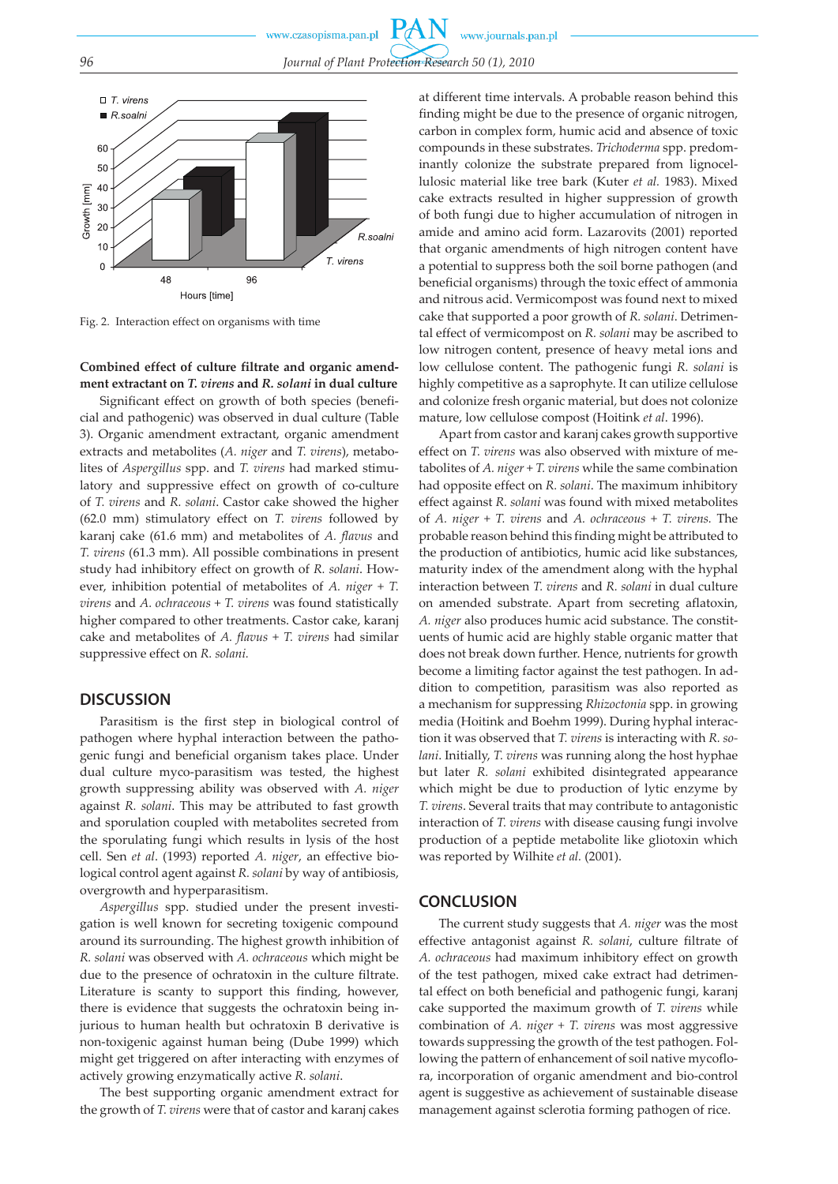Fig. 2. Interaction effect on organisms with time

**Combined effect of culture filtrate and organic amendment extractant on *T. virens* and *R. solani* in dual culture**

Significant effect on growth of both species (beneficial and pathogenic) was observed in dual culture (Table 3). Organic amendment extractant, organic amendment extracts and metabolites (*A. niger* and *T. virens*), metabolites of *Aspergillus* spp. and *T. virens* had marked stimulatory and suppressive effect on growth of co-culture of *T. virens* and *R. solani*. Castor cake showed the higher (62.0 mm) stimulatory effect on *T. virens* followed by karanj cake (61.6 mm) and metabolites of *A. flavus* and *T. virens* (61.3 mm). All possible combinations in present study had inhibitory effect on growth of *R. solani*. However, inhibition potential of metabolites of *A. niger* + *T. virens* and *A. ochraceous* + *T. virens* was found statistically higher compared to other treatments. Castor cake, karanj cake and metabolites of *A. flavus* + *T. virens* had similar suppressive effect on *R. solani.*

## DISCUSSION

Parasitism is the first step in biological control of pathogen where hyphal interaction between the pathogenic fungi and beneficial organism takes place. Under dual culture myco-parasitism was tested, the highest growth suppressing ability was observed with *A. niger* against *R. solani*. This may be attributed to fast growth and sporulation coupled with metabolites secreted from the sporulating fungi which results in lysis of the host cell. Sen *et al*. (1993) reported *A. niger*, an effective biological control agent against *R. solani* by way of antibiosis, overgrowth and hyperparasitism.

*Aspergillus* spp. studied under the present investigation is well known for secreting toxigenic compound around its surrounding. The highest growth inhibition of *R. solani* was observed with *A. ochraceous* which might be due to the presence of ochratoxin in the culture filtrate. Literature is scanty to support this finding, however, there is evidence that suggests the ochratoxin being injurious to human health but ochratoxin B derivative is non-toxigenic against human being (Dube 1999) which might get triggered on after interacting with enzymes of actively growing enzymatically active *R. solani*.

The best supporting organic amendment extract for the growth of *T. virens* were that of castor and karanj cakes at different time intervals. A probable reason behind this finding might be due to the presence of organic nitrogen, carbon in complex form, humic acid and absence of toxic compounds in these substrates. *Trichoderma* spp. predominantly colonize the substrate prepared from lignocellulosic material like tree bark (Kuter *et al.* 1983). Mixed cake extracts resulted in higher suppression of growth of both fungi due to higher accumulation of nitrogen in amide and amino acid form. Lazarovits (2001) reported that organic amendments of high nitrogen content have a potential to suppress both the soil borne pathogen (and beneficial organisms) through the toxic effect of ammonia and nitrous acid. Vermicompost was found next to mixed cake that supported a poor growth of *R. solani*. Detrimental effect of vermicompost on *R. solani* may be ascribed to low nitrogen content, presence of heavy metal ions and low cellulose content. The pathogenic fungi *R. solani* is highly competitive as a saprophyte. It can utilize cellulose and colonize fresh organic material, but does not colonize mature, low cellulose compost (Hoitink *et al*. 1996).

Apart from castor and karanj cakes growth supportive effect on *T. virens* was also observed with mixture of metabolites of *A. niger* + *T. virens* while the same combination had opposite effect on *R. solani*. The maximum inhibitory effect against *R. solani* was found with mixed metabolites of *A. niger* + *T. virens* and *A. ochraceous* + *T. virens.* The probable reason behind this finding might be attributed to the production of antibiotics, humic acid like substances, maturity index of the amendment along with the hyphal interaction between *T. virens* and *R. solani* in dual culture on amended substrate. Apart from secreting aflatoxin, *A. niger* also produces humic acid substance. The constituents of humic acid are highly stable organic matter that does not break down further. Hence, nutrients for growth become a limiting factor against the test pathogen. In addition to competition, parasitism was also reported as a mechanism for suppressing *Rhizoctonia* spp. in growing media (Hoitink and Boehm 1999). During hyphal interaction it was observed that *T. virens* is interacting with *R. solani*. Initially, *T. virens* was running along the host hyphae but later *R. solani* exhibited disintegrated appearance which might be due to production of lytic enzyme by *T. virens*. Several traits that may contribute to antagonistic interaction of *T. virens* with disease causing fungi involve production of a peptide metabolite like gliotoxin which was reported by Wilhite *et al.* (2001).

## CONCLUSION

The current study suggests that *A. niger* was the most effective antagonist against *R. solani*, culture filtrate of *A. ochraceous* had maximum inhibitory effect on growth of the test pathogen, mixed cake extract had detrimental effect on both beneficial and pathogenic fungi, karanj cake supported the maximum growth of *T. virens* while combination of *A. niger* + *T. virens* was most aggressive towards suppressing the growth of the test pathogen. Following the pattern of enhancement of soil native mycoflora, incorporation of organic amendment and bio-control agent is suggestive as achievement of sustainable disease management against sclerotia forming pathogen of rice.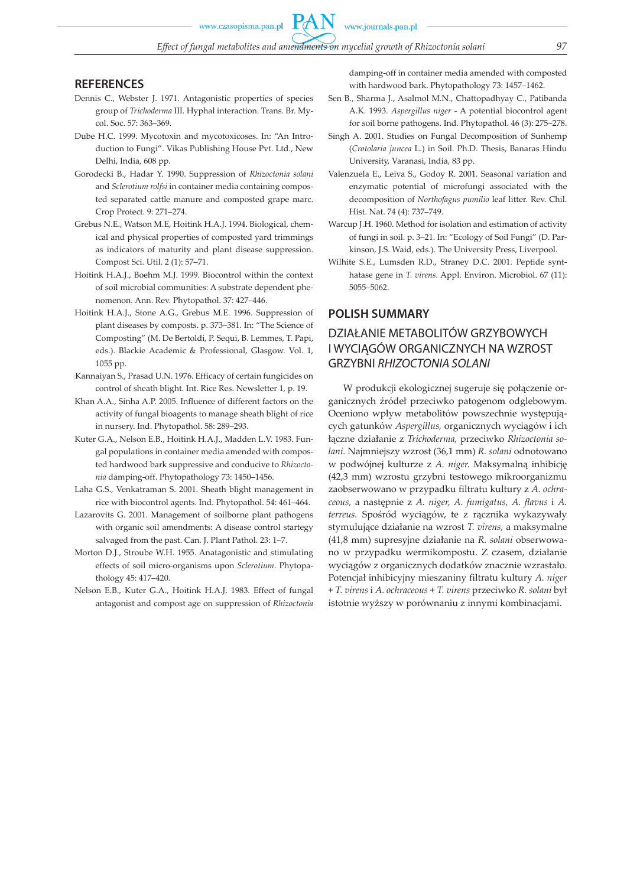## REFERENCES

Dennis C., Webster J. 1971. Antagonistic properties of species group of *Trichoderma* III. Hyphal interaction. Trans. Br. Mycol. Soc. 57: 363–369.

Dube H.C. 1999. Mycotoxin and mycotoxicoses. In: "An Introduction to Fungi". Vikas Publishing House Pvt. Ltd., New Delhi, India, 608 pp.

Gorodecki B., Hadar Y. 1990. Suppression of *Rhizoctonia solani* and *Sclerotium rolfsi* in container media containing composted separated cattle manure and composted grape marc. Crop Protect. 9: 271–274.

Grebus N.E., Watson M.E, Hoitink H.A.J. 1994. Biological, chemical and physical properties of composted yard trimmings as indicators of maturity and plant disease suppression. Compost Sci. Util. 2 (1): 57–71.

Hoitink H.A.J., Boehm M.J. 1999. Biocontrol within the context of soil microbial communities: A substrate dependent phenomenon. Ann. Rev. Phytopathol. 37: 427–446.

Hoitink H.A.J., Stone A.G., Grebus M.E. 1996. Suppression of plant diseases by composts. p. 373–381. In: "The Science of Composting" (M. De Bertoldi, P. Sequi, B. Lemmes, T. Papi, eds.). Blackie Academic & Professional, Glasgow. Vol. 1, 1055 pp.

Kannaiyan S., Prasad U.N. 1976. Efficacy of certain fungicides on control of sheath blight. Int. Rice Res. Newsletter 1, p. 19.

Khan A.A., Sinha A.P. 2005. Influence of different factors on the activity of fungal bioagents to manage sheath blight of rice in nursery. Ind. Phytopathol. 58: 289–293.

Kuter G.A., Nelson E.B., Hoitink H.A.J., Madden L.V. 1983. Fungal populations in container media amended with composted hardwood bark suppressive and conducive to *Rhizoctonia* damping-off. Phytopathology 73: 1450–1456.

Laha G.S., Venkatraman S. 2001. Sheath blight management in rice with biocontrol agents. Ind. Phytopathol. 54: 461–464.

Lazarovits G. 2001. Management of soilborne plant pathogens with organic soil amendments: A disease control startegy salvaged from the past. Can. J. Plant Pathol. 23: 1–7.

Morton D.J., Stroube W.H. 1955. Anatagonistic and stimulating effects of soil micro-organisms upon *Sclerotium*. Phytopathology 45: 417–420.

Nelson E.B., Kuter G.A., Hoitink H.A.J. 1983. Effect of fungal antagonist and compost age on suppression of *Rhizoctonia* damping-off in container media amended with composted with hardwood bark. Phytopathology 73: 1457–1462.

Sen B., Sharma J., Asalmol M.N., Chattopadhyay C., Patibanda A.K. 1993. *Aspergillus niger* - A potential biocontrol agent for soil borne pathogens. Ind. Phytopathol. 46 (3): 275–278.

Singh A. 2001. Studies on Fungal Decomposition of Sunhemp (*Crotolaria juncea* L.) in Soil. Ph.D. Thesis, Banaras Hindu University, Varanasi, India, 83 pp.

Valenzuela E., Leiva S., Godoy R. 2001. Seasonal variation and enzymatic potential of microfungi associated with the decomposition of *Northofagus pumilio* leaf litter. Rev. Chil. Hist. Nat. 74 (4): 737–749.

Warcup J.H. 1960. Method for isolation and estimation of activity of fungi in soil. p. 3–21. In: "Ecology of Soil Fungi" (D. Parkinson, J.S. Waid, eds.). The University Press, Liverpool.

Wilhite S.E., Lumsden R.D., Straney D.C. 2001. Peptide synthatase gene in *T. virens*. Appl. Environ. Microbiol. 67 (11): 5055–5062.

## POLISH SUMMARY

### DZIAŁANIE METABOLITÓW GRZYBOWYCH I WYCIĄGÓW ORGANICZNYCH NA WZROST GRZYBNI *RHIZOCTONIA SOLANI*

W produkcji ekologicznej sugeruje się połączenie organicznych źródeł przeciwko patogenom odglebowym. Oceniono wpływ metabolitów powszechnie występujących gatunków *Aspergillus*, organicznych wyciągów i ich łączne działanie z *Trichoderma*, przeciwko *Rhizoctonia solani*. Najmniejszy wzrost (36,1 mm) *R. solani* odnotowano w podwójnej kulturze z *A. niger*. Maksymalną inhibicję (42,3 mm) wzrostu grzybni testowego mikroorganizmu zaobserwowano w przypadku filtratu kultury z *A. ochraceous*, a następnie z *A. niger*, *A. fumigatus*, *A. flavus* i *A. terreus*. Spośród wyciągów, te z ręcznika wykazywały stymulujące działanie na wzrost *T. virens*, a maksymalne (41,8 mm) supresyjne działanie na *R. solani* obserwowano w przypadku wermikompostu. Z czasem, działanie wyciągów z organicznych dodatków znacznie wzrastało. Potencjał inhibicyjny mieszaniny filtratu kultury *A. niger* + *T. virens* i *A. ochraceous* + *T. virens* przeciwko *R. solani* był istotnie wyższy w porównaniu z innymi kombinacjami.